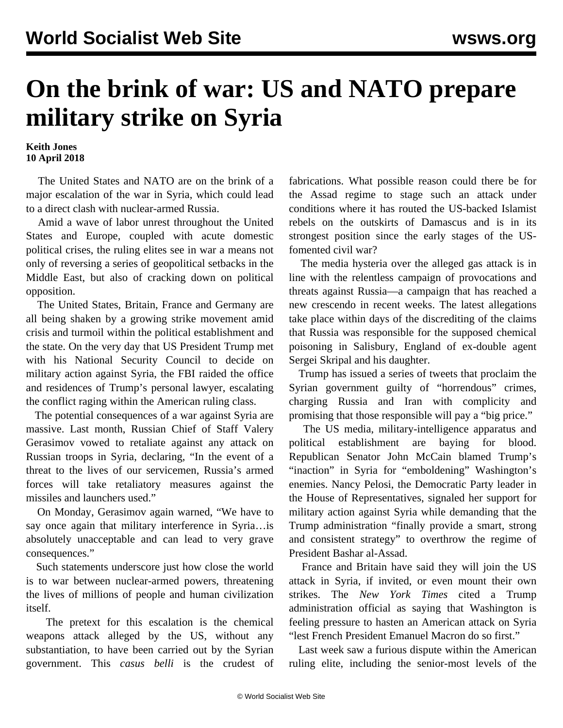# On the brink of war: US and NATO prepare military strike on Syria

**Keith Jones**
**10 April 2018**

The United States and NATO are on the brink of a major escalation of the war in Syria, which could lead to a direct clash with nuclear-armed Russia.

Amid a wave of labor unrest throughout the United States and Europe, coupled with acute domestic political crises, the ruling elites see in war a means not only of reversing a series of geopolitical setbacks in the Middle East, but also of cracking down on political opposition.

The United States, Britain, France and Germany are all being shaken by a growing strike movement amid crisis and turmoil within the political establishment and the state. On the very day that US President Trump met with his National Security Council to decide on military action against Syria, the FBI raided the office and residences of Trump's personal lawyer, escalating the conflict raging within the American ruling class.

The potential consequences of a war against Syria are massive. Last month, Russian Chief of Staff Valery Gerasimov vowed to retaliate against any attack on Russian troops in Syria, declaring, "In the event of a threat to the lives of our servicemen, Russia's armed forces will take retaliatory measures against the missiles and launchers used."

On Monday, Gerasimov again warned, "We have to say once again that military interference in Syria…is absolutely unacceptable and can lead to very grave consequences."

Such statements underscore just how close the world is to war between nuclear-armed powers, threatening the lives of millions of people and human civilization itself.

The pretext for this escalation is the chemical weapons attack alleged by the US, without any substantiation, to have been carried out by the Syrian government. This *casus belli* is the crudest of fabrications. What possible reason could there be for the Assad regime to stage such an attack under conditions where it has routed the US-backed Islamist rebels on the outskirts of Damascus and is in its strongest position since the early stages of the US-fomented civil war?

The media hysteria over the alleged gas attack is in line with the relentless campaign of provocations and threats against Russia—a campaign that has reached a new crescendo in recent weeks. The latest allegations take place within days of the discrediting of the claims that Russia was responsible for the supposed chemical poisoning in Salisbury, England of ex-double agent Sergei Skripal and his daughter.

Trump has issued a series of tweets that proclaim the Syrian government guilty of "horrendous" crimes, charging Russia and Iran with complicity and promising that those responsible will pay a "big price."

The US media, military-intelligence apparatus and political establishment are baying for blood. Republican Senator John McCain blamed Trump's "inaction" in Syria for "emboldening" Washington's enemies. Nancy Pelosi, the Democratic Party leader in the House of Representatives, signaled her support for military action against Syria while demanding that the Trump administration "finally provide a smart, strong and consistent strategy" to overthrow the regime of President Bashar al-Assad.

France and Britain have said they will join the US attack in Syria, if invited, or even mount their own strikes. The *New York Times* cited a Trump administration official as saying that Washington is feeling pressure to hasten an American attack on Syria "lest French President Emanuel Macron do so first."

Last week saw a furious dispute within the American ruling elite, including the senior-most levels of the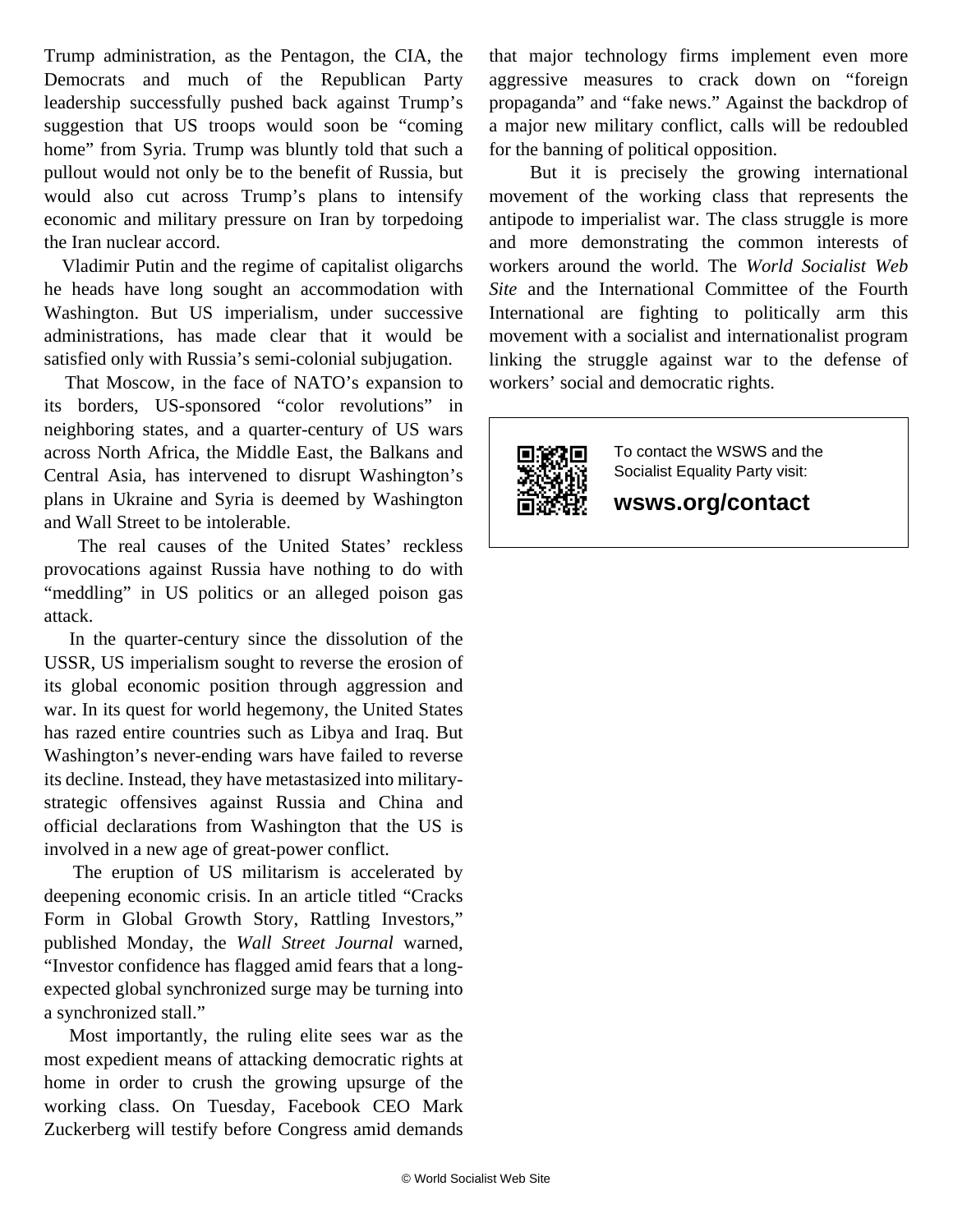Trump administration, as the Pentagon, the CIA, the Democrats and much of the Republican Party leadership successfully pushed back against Trump's suggestion that US troops would soon be "coming home" from Syria. Trump was bluntly told that such a pullout would not only be to the benefit of Russia, but would also cut across Trump's plans to intensify economic and military pressure on Iran by torpedoing the Iran nuclear accord.

Vladimir Putin and the regime of capitalist oligarchs he heads have long sought an accommodation with Washington. But US imperialism, under successive administrations, has made clear that it would be satisfied only with Russia's semi-colonial subjugation.

That Moscow, in the face of NATO's expansion to its borders, US-sponsored "color revolutions" in neighboring states, and a quarter-century of US wars across North Africa, the Middle East, the Balkans and Central Asia, has intervened to disrupt Washington's plans in Ukraine and Syria is deemed by Washington and Wall Street to be intolerable.

The real causes of the United States' reckless provocations against Russia have nothing to do with "meddling" in US politics or an alleged poison gas attack.

In the quarter-century since the dissolution of the USSR, US imperialism sought to reverse the erosion of its global economic position through aggression and war. In its quest for world hegemony, the United States has razed entire countries such as Libya and Iraq. But Washington's never-ending wars have failed to reverse its decline. Instead, they have metastasized into military-strategic offensives against Russia and China and official declarations from Washington that the US is involved in a new age of great-power conflict.

The eruption of US militarism is accelerated by deepening economic crisis. In an article titled "Cracks Form in Global Growth Story, Rattling Investors," published Monday, the *Wall Street Journal* warned, "Investor confidence has flagged amid fears that a long-expected global synchronized surge may be turning into a synchronized stall."

Most importantly, the ruling elite sees war as the most expedient means of attacking democratic rights at home in order to crush the growing upsurge of the working class. On Tuesday, Facebook CEO Mark Zuckerberg will testify before Congress amid demands that major technology firms implement even more aggressive measures to crack down on "foreign propaganda" and "fake news." Against the backdrop of a major new military conflict, calls will be redoubled for the banning of political opposition.

But it is precisely the growing international movement of the working class that represents the antipode to imperialist war. The class struggle is more and more demonstrating the common interests of workers around the world. The *World Socialist Web Site* and the International Committee of the Fourth International are fighting to politically arm this movement with a socialist and internationalist program linking the struggle against war to the defense of workers' social and democratic rights.

To contact the WSWS and the Socialist Equality Party visit:

**wsws.org/contact**